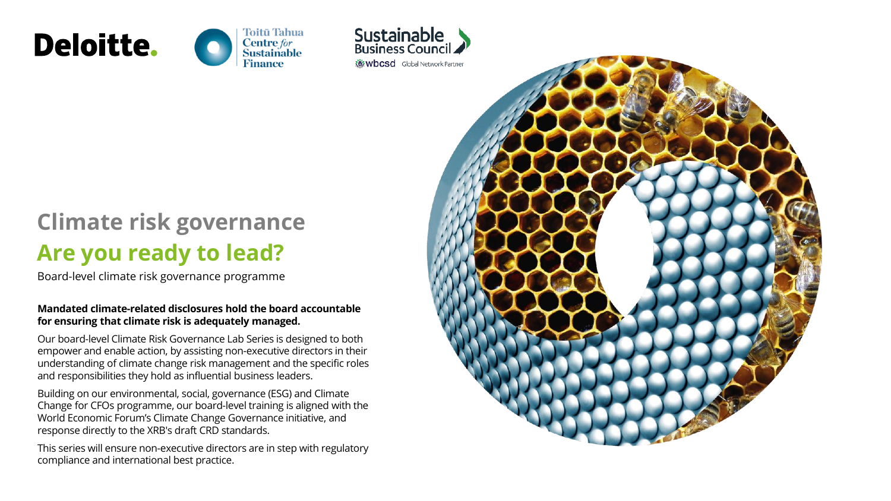Deloitte.

Toitū Tahua Centre for Sustainable Finance

Sustainable Business Council
wbcsd Global Network Partner

# Climate risk governance

## Are you ready to lead?

Board-level climate risk governance programme

**Mandated climate-related disclosures hold the board accountable for ensuring that climate risk is adequately managed.**

Our board-level Climate Risk Governance Lab Series is designed to both empower and enable action, by assisting non-executive directors in their understanding of climate change risk management and the specific roles and responsibilities they hold as influential business leaders.

Building on our environmental, social, governance (ESG) and Climate Change for CFOs programme, our board-level training is aligned with the World Economic Forum's Climate Change Governance initiative, and response directly to the XRB's draft CRD standards.

This series will ensure non-executive directors are in step with regulatory compliance and international best practice.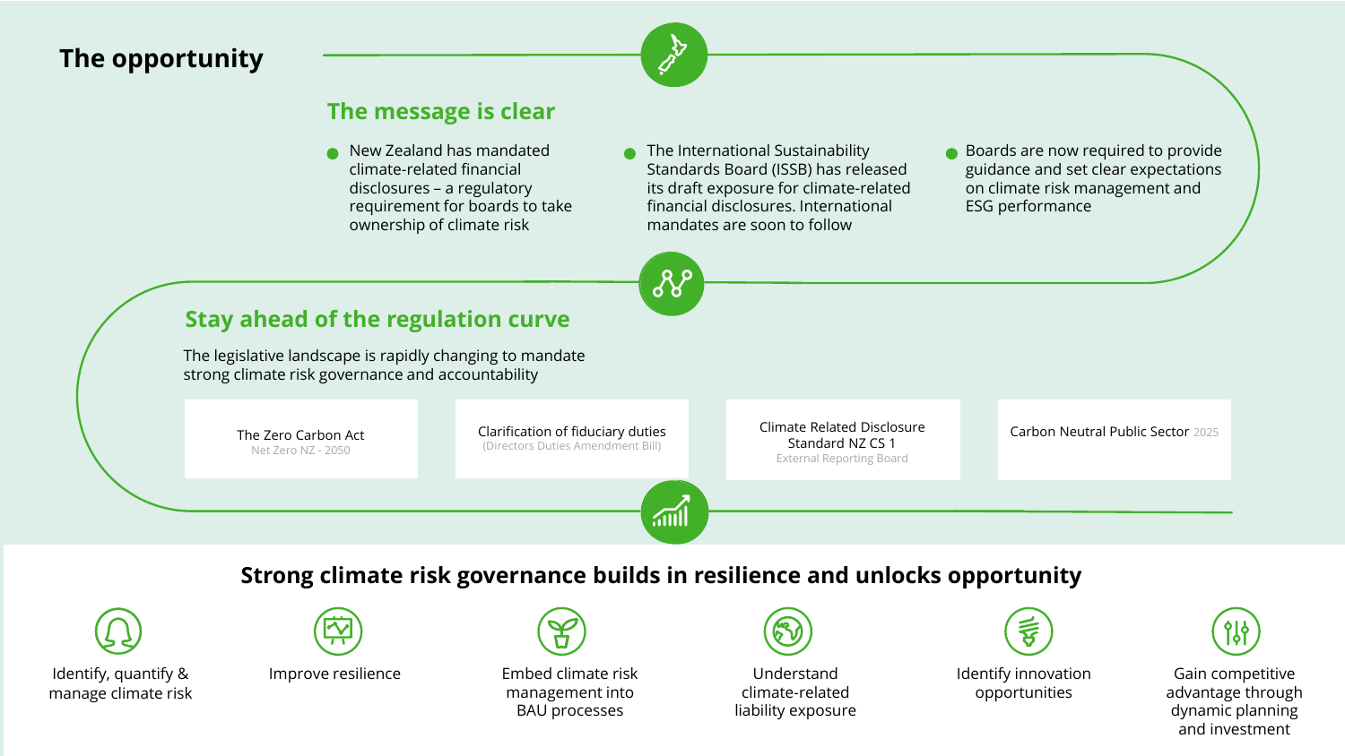# The opportunity

## The message is clear

- New Zealand has mandated climate-related financial disclosures – a regulatory requirement for boards to take ownership of climate risk
- The International Sustainability Standards Board (ISSB) has released its draft exposure for climate-related financial disclosures. International mandates are soon to follow
- Boards are now required to provide guidance and set clear expectations on climate risk management and ESG performance

## Stay ahead of the regulation curve

The legislative landscape is rapidly changing to mandate strong climate risk governance and accountability

- The Zero Carbon Act
  Net Zero NZ - 2050
- Clarification of fiduciary duties
  (Directors Duties Amendment Bill)
- Climate Related Disclosure Standard NZ CS 1
  External Reporting Board
- Carbon Neutral Public Sector 2025

## Strong climate risk governance builds in resilience and unlocks opportunity

- Identify, quantify & manage climate risk
- Improve resilience
- Embed climate risk management into BAU processes
- Understand climate-related liability exposure
- Identify innovation opportunities
- Gain competitive advantage through dynamic planning and investment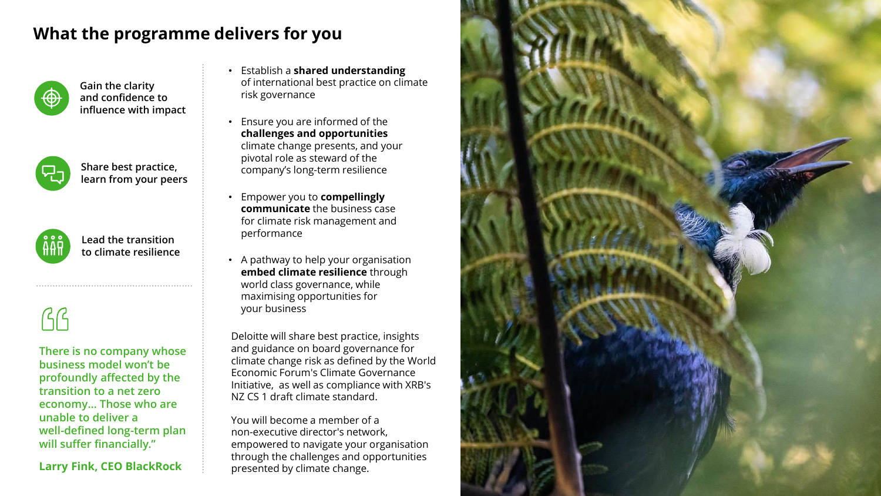## What the programme delivers for you

**Gain the clarity and confidence to influence with impact**

**Share best practice, learn from your peers**

**Lead the transition to climate resilience**

**There is no company whose business model won't be profoundly affected by the transition to a net zero economy… Those who are unable to deliver a well-defined long-term plan will suffer financially."**

**Larry Fink, CEO BlackRock**

- Establish a **shared understanding** of international best practice on climate risk governance
- Ensure you are informed of the **challenges and opportunities** climate change presents, and your pivotal role as steward of the company's long-term resilience
- Empower you to **compellingly communicate** the business case for climate risk management and performance
- A pathway to help your organisation **embed climate resilience** through world class governance, while maximising opportunities for your business

Deloitte will share best practice, insights and guidance on board governance for climate change risk as defined by the World Economic Forum's Climate Governance Initiative, as well as compliance with XRB's NZ CS 1 draft climate standard.

You will become a member of a non-executive director's network, empowered to navigate your organisation through the challenges and opportunities presented by climate change.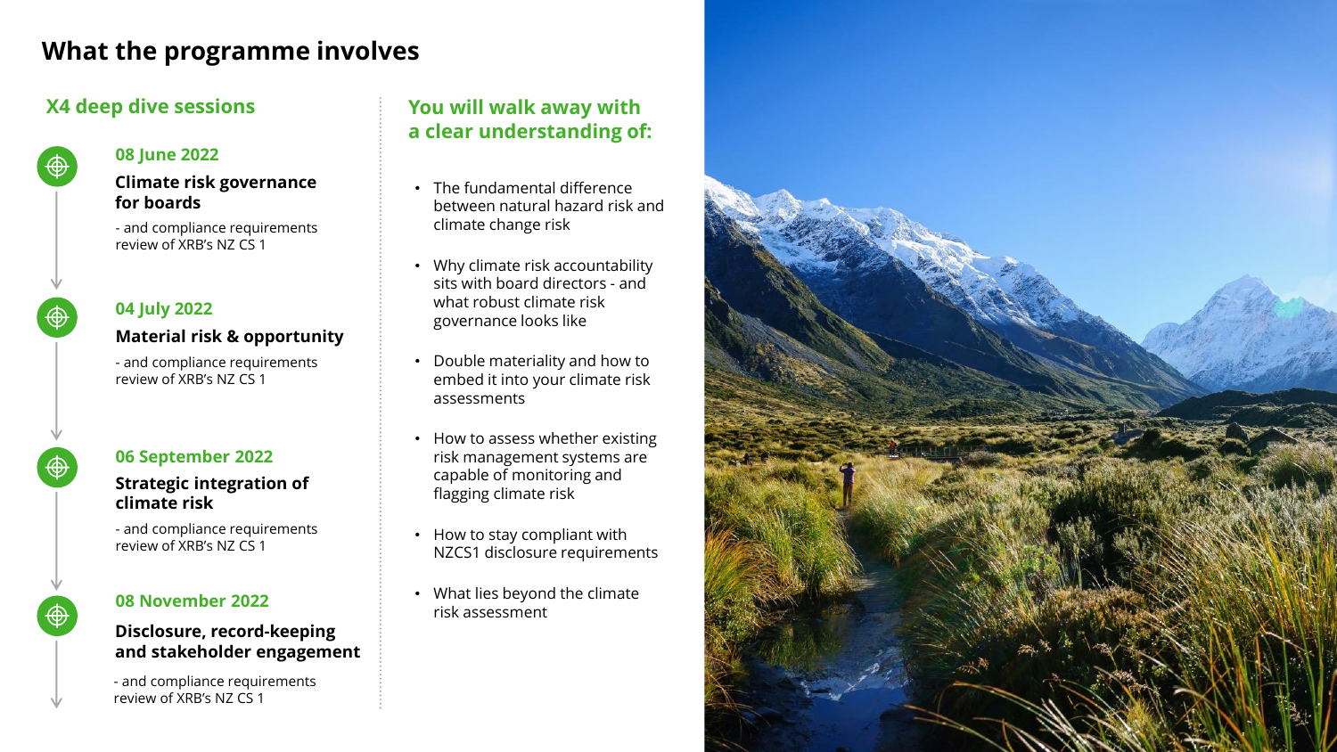# What the programme involves

## X4 deep dive sessions

### 08 June 2022

**Climate risk governance for boards**

- and compliance requirements review of XRB's NZ CS 1

### 04 July 2022

**Material risk & opportunity**

- and compliance requirements review of XRB's NZ CS 1

### 06 September 2022

**Strategic integration of climate risk**

- and compliance requirements review of XRB's NZ CS 1

### 08 November 2022

**Disclosure, record-keeping and stakeholder engagement**

- and compliance requirements review of XRB's NZ CS 1

## You will walk away with a clear understanding of:

- The fundamental difference between natural hazard risk and climate change risk
- Why climate risk accountability sits with board directors - and what robust climate risk governance looks like
- Double materiality and how to embed it into your climate risk assessments
- How to assess whether existing risk management systems are capable of monitoring and flagging climate risk
- How to stay compliant with NZCS1 disclosure requirements
- What lies beyond the climate risk assessment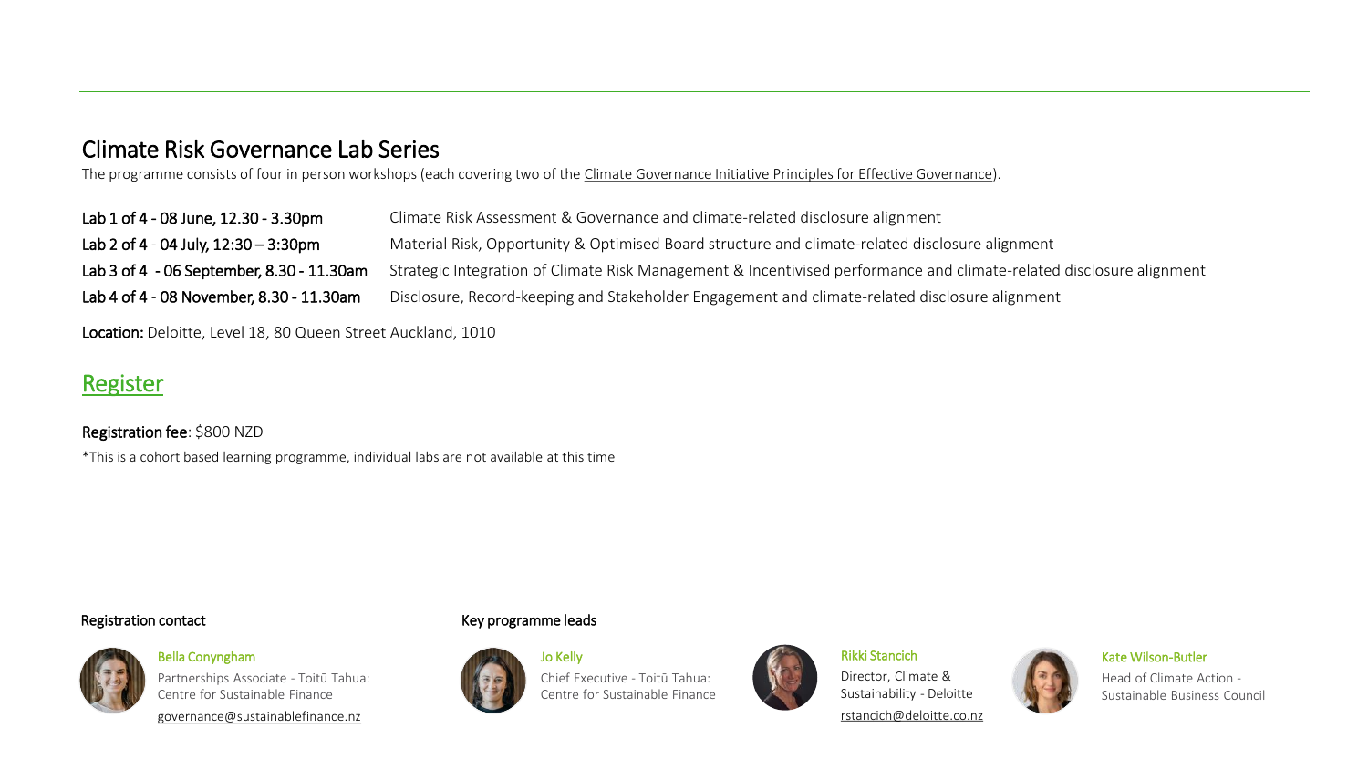# Climate Risk Governance Lab Series

The programme consists of four in person workshops (each covering two of the Climate Governance Initiative Principles for Effective Governance).

| | |
|---|---|
| **Lab 1 of 4 - 08 June, 12.30 - 3.30pm** | Climate Risk Assessment & Governance and climate-related disclosure alignment |
| **Lab 2 of 4 - 04 July, 12:30 – 3:30pm** | Material Risk, Opportunity & Optimised Board structure and climate-related disclosure alignment |
| **Lab 3 of 4 - 06 September, 8.30 - 11.30am** | Strategic Integration of Climate Risk Management & Incentivised performance and climate-related disclosure alignment |
| **Lab 4 of 4 - 08 November, 8.30 - 11.30am** | Disclosure, Record-keeping and Stakeholder Engagement and climate-related disclosure alignment |

**Location:** Deloitte, Level 18, 80 Queen Street Auckland, 1010

## Register

**Registration fee**: $800 NZD

*This is a cohort based learning programme, individual labs are not available at this time

### Registration contact

**Bella Conyngham**
Partnerships Associate - Toitū Tahua: Centre for Sustainable Finance
governance@sustainablefinance.nz

### Key programme leads

**Jo Kelly**
Chief Executive - Toitū Tahua: Centre for Sustainable Finance

**Rikki Stancich**
Director, Climate & Sustainability - Deloitte
rstancich@deloitte.co.nz

**Kate Wilson-Butler**
Head of Climate Action - Sustainable Business Council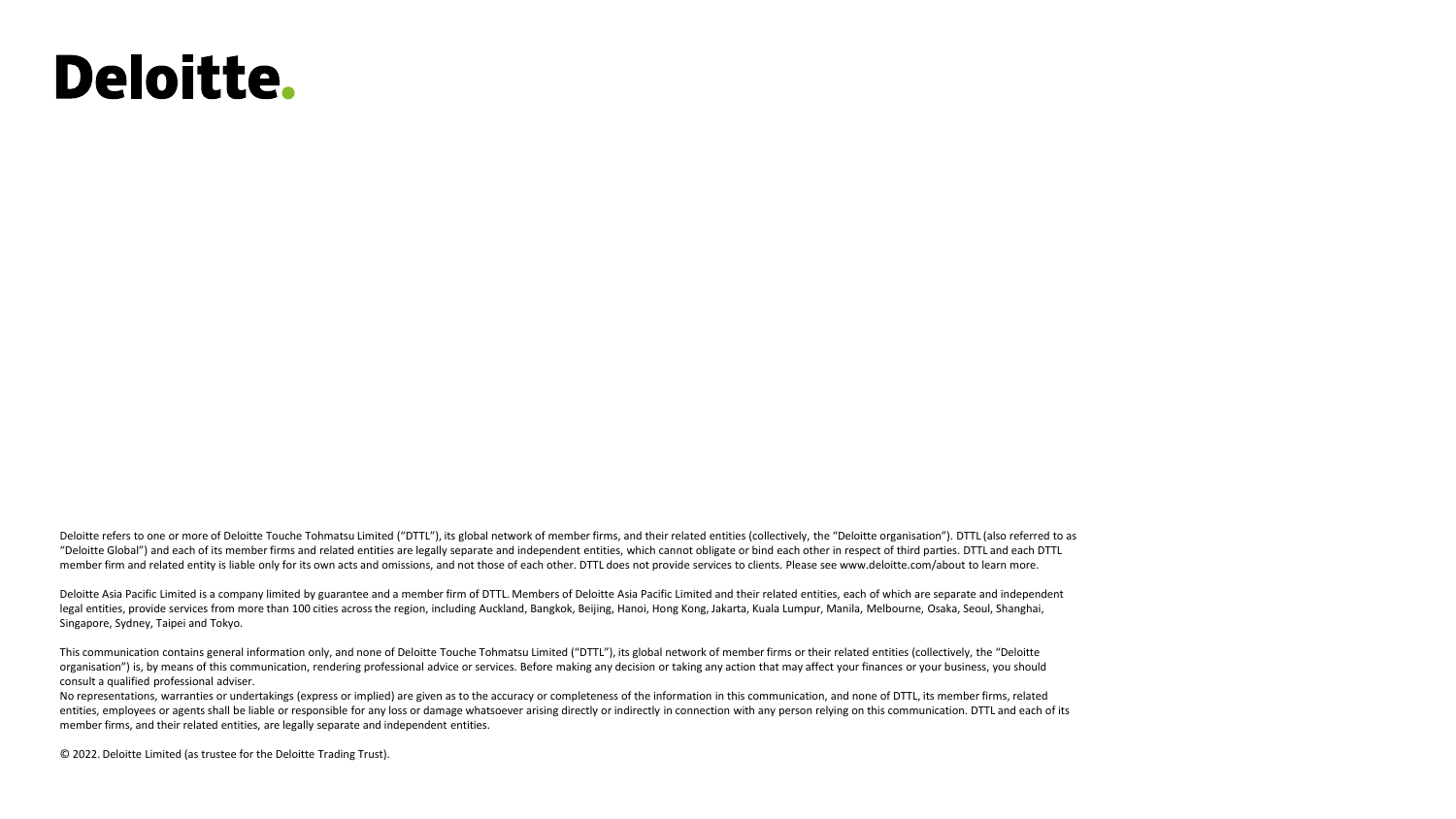# Deloitte.

Deloitte refers to one or more of Deloitte Touche Tohmatsu Limited ("DTTL"), its global network of member firms, and their related entities (collectively, the "Deloitte organisation"). DTTL (also referred to as "Deloitte Global") and each of its member firms and related entities are legally separate and independent entities, which cannot obligate or bind each other in respect of third parties. DTTL and each DTTL member firm and related entity is liable only for its own acts and omissions, and not those of each other. DTTL does not provide services to clients. Please see www.deloitte.com/about to learn more.

Deloitte Asia Pacific Limited is a company limited by guarantee and a member firm of DTTL. Members of Deloitte Asia Pacific Limited and their related entities, each of which are separate and independent legal entities, provide services from more than 100 cities across the region, including Auckland, Bangkok, Beijing, Hanoi, Hong Kong, Jakarta, Kuala Lumpur, Manila, Melbourne, Osaka, Seoul, Shanghai, Singapore, Sydney, Taipei and Tokyo.

This communication contains general information only, and none of Deloitte Touche Tohmatsu Limited ("DTTL"), its global network of member firms or their related entities (collectively, the "Deloitte organisation") is, by means of this communication, rendering professional advice or services. Before making any decision or taking any action that may affect your finances or your business, you should consult a qualified professional adviser.
No representations, warranties or undertakings (express or implied) are given as to the accuracy or completeness of the information in this communication, and none of DTTL, its member firms, related entities, employees or agents shall be liable or responsible for any loss or damage whatsoever arising directly or indirectly in connection with any person relying on this communication. DTTL and each of its member firms, and their related entities, are legally separate and independent entities.

© 2022. Deloitte Limited (as trustee for the Deloitte Trading Trust).